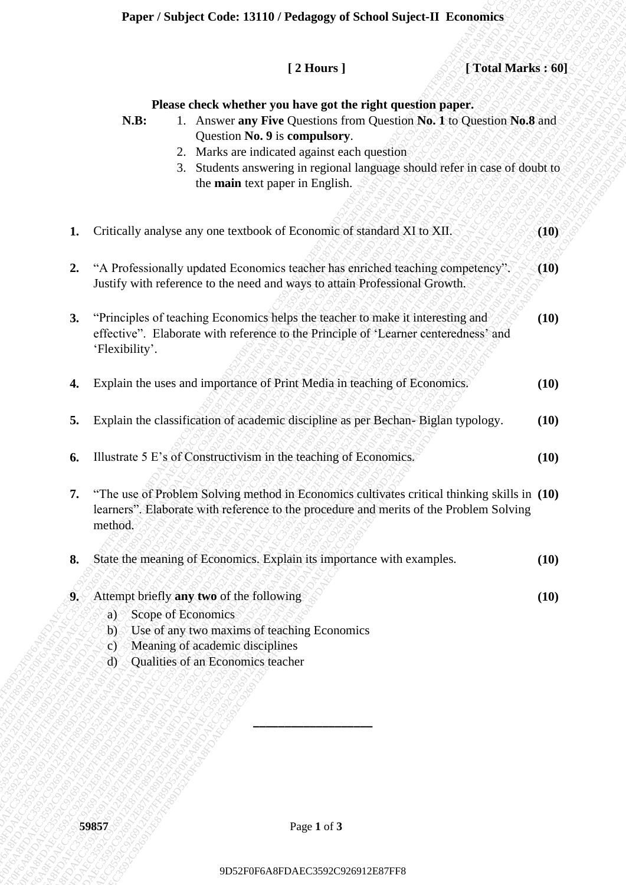**Paper / Subject Code: 13110 / Pedagogy of School Suject-II Economics**

**[ 2 Hours ]** **[ Total Marks : 60]**

**Please check whether you have got the right question paper.**

**N.B:**
1. Answer **any Five** Questions from Question **No. 1** to Question **No.8** and Question **No. 9** is **compulsory**.
2. Marks are indicated against each question
3. Students answering in regional language should refer in case of doubt to the **main** text paper in English.

**1.** Critically analyse any one textbook of Economic of standard XI to XII. **(10)**

**2.** "A Professionally updated Economics teacher has enriched teaching competency". Justify with reference to the need and ways to attain Professional Growth. **(10)**

**3.** "Principles of teaching Economics helps the teacher to make it interesting and effective". Elaborate with reference to the Principle of 'Learner centeredness' and 'Flexibility'. **(10)**

**4.** Explain the uses and importance of Print Media in teaching of Economics. **(10)**

**5.** Explain the classification of academic discipline as per Bechan- Biglan typology. **(10)**

**6.** Illustrate 5 E's of Constructivism in the teaching of Economics. **(10)**

**7.** "The use of Problem Solving method in Economics cultivates critical thinking skills in learners". Elaborate with reference to the procedure and merits of the Problem Solving method. **(10)**

**8.** State the meaning of Economics. Explain its importance with examples. **(10)**

**9.** Attempt briefly **any two** of the following **(10)**

a) Scope of Economics
b) Use of any two maxims of teaching Economics
c) Meaning of academic disciplines
d) Qualities of an Economics teacher

---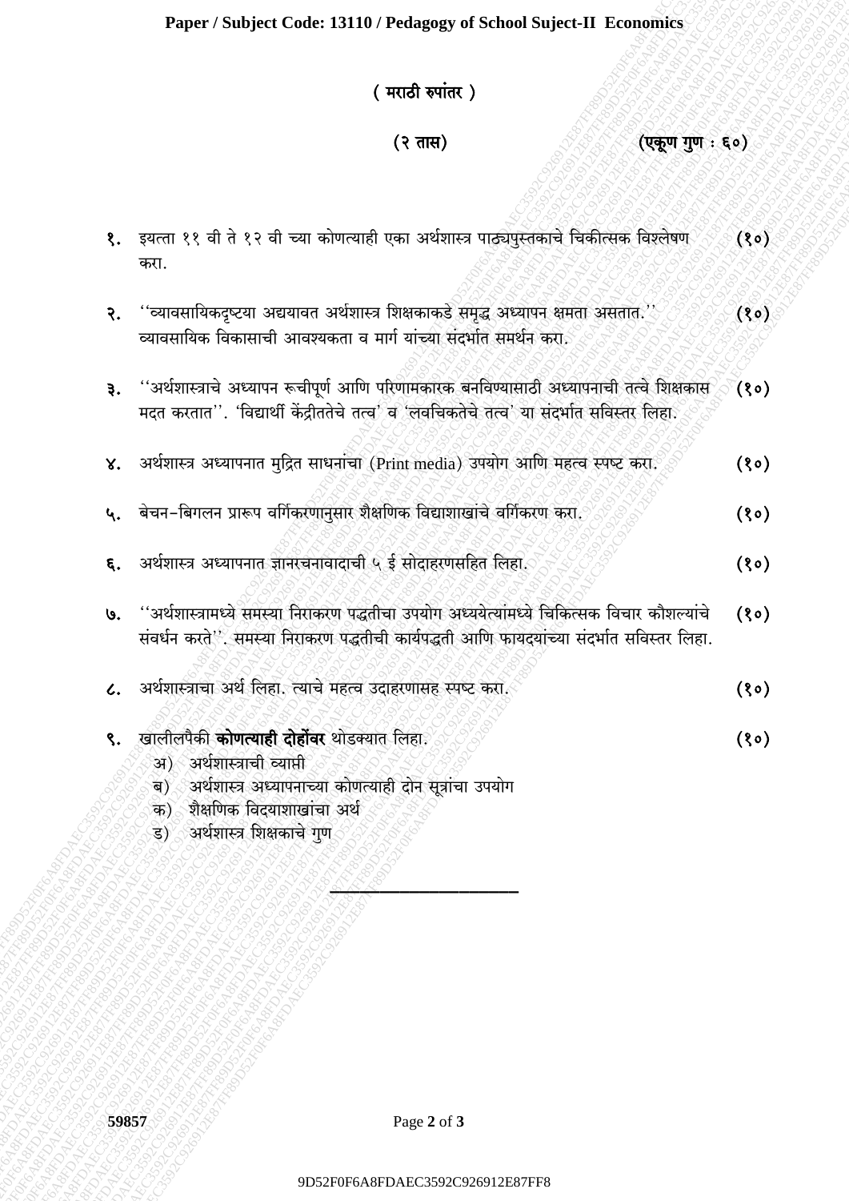( मराठी रुपांतर )

(२ तास) (एकूण गुण : ६०)

१. इयत्ता ११ वी ते १२ वी च्या कोणत्याही एका अर्थशास्त्र पाठ्यपुस्तकाचे चिकीत्सक विश्लेषण करा. (१०)

२. ''व्यावसायिकदृष्टया अद्ययावत अर्थशास्त्र शिक्षकाकडे समृद्ध अध्यापन क्षमता असतात.'' व्यावसायिक विकासाची आवश्यकता व मार्ग यांच्या संदर्भात समर्थन करा. (१०)

३. ''अर्थशास्त्राचे अध्यापन रूचीपूर्ण आणि परिणामकारक बनविण्यासाठी अध्यापनाची तत्वे शिक्षकास मदत करतात''. 'विद्यार्थी केंद्रीततेचे तत्व' व 'लवचिकतेचे तत्व' या संदर्भात सविस्तर लिहा. (१०)

४. अर्थशास्त्र अध्यापनात मुद्रित साधनांचा (Print media) उपयोग आणि महत्व स्पष्ट करा. (१०)

५. बेचन-बिगलन प्रारूप वर्गीकरणानुसार शैक्षणिक विद्याशाखांचे वर्गीकरण करा. (१०)

६. अर्थशास्त्र अध्यापनात ज्ञानरचनावादाची ५ ई सोदाहरणसहित लिहा. (१०)

७. ''अर्थशास्त्रामध्ये समस्या निराकरण पद्धतीचा उपयोग अध्ययेत्यांमध्ये चिकित्सक विचार कौशल्यांचे संवर्धन करते''. समस्या निराकरण पद्धतीची कार्यपद्धती आणि फायदयांच्या संदर्भात सविस्तर लिहा. (१०)

८. अर्थशास्त्राचा अर्थ लिहा. त्याचे महत्व उदाहरणासह स्पष्ट करा. (१०)

९. खालीलपैकी **कोणत्याही दोहोंवर** थोडक्यात लिहा. (१०)
   - अ) अर्थशास्त्राची व्याप्ती
   - ब) अर्थशास्त्र अध्यापनाच्या कोणत्याही दोन सूत्रांचा उपयोग
   - क) शैक्षणिक विद्याशाखांचा अर्थ
   - ड) अर्थशास्त्र शिक्षकाचे गुण

---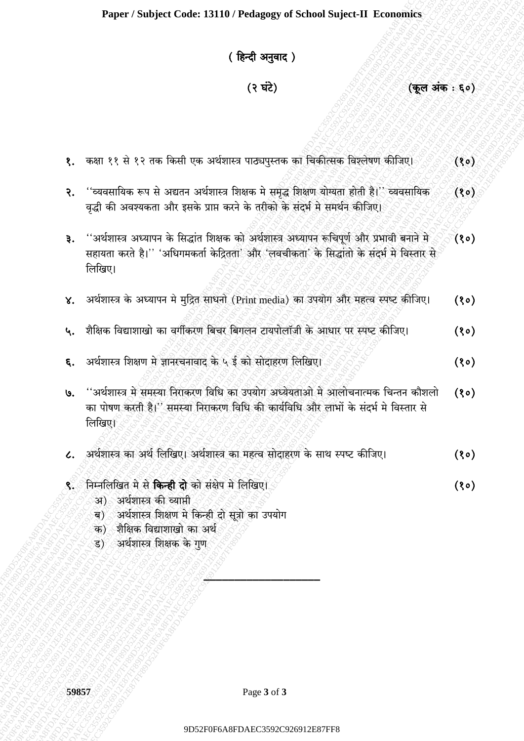# ( हिन्दी अनुवाद )

(२ घंटे) (कूल अंक : ६०)

१. कक्षा ११ से १२ तक किसी एक अर्थशास्त्र पाठ्यपुस्तक का चिकीत्सक विश्लेषण कीजिए। (१०)

२. ''व्यवसायिक रूप से अद्यतन अर्थशास्त्र शिक्षक मे समृद्ध शिक्षण योग्यता होती है।'' व्यवसायिक वृद्धी की अवश्यकता और इसके प्राप्त करने के तरीको के संदर्भ मे समर्थन कीजिए। (१०)

३. ''अर्थशास्त्र अध्यापन के सिद्धांत शिक्षक को अर्थशास्त्र अध्यापन रूचिपूर्ण और प्रभावी बनाने मे सहायता करते है।'' 'अधिगमकर्ता केंद्रितता' और 'लवचीकता' के सिद्धांतो के संदर्भ मे विस्तार से लिखिए। (१०)

४. अर्थशास्त्र के अध्यापन मे मुद्रित साधनो (Print media) का उपयोग और महत्व स्पष्ट कीजिए। (१०)

५. शैक्षिक विद्याशाखो का वर्गीकरण बिचर बिगलन टायपोलॉजी के आधार पर स्पष्ट कीजिए। (१०)

६. अर्थशास्त्र शिक्षण मे ज्ञानरचनावाद के ५ ई को सोदाहरण लिखिए। (१०)

७. ''अर्थशास्त्र मे समस्या निराकरण विधि का उपयोग अध्येयताओ मे आलोचनात्मक चिन्तन कौशलो का पोषण करती है।'' समस्या निराकरण विधि की कार्यविधि और लाभों के संदर्भ मे विस्तार से लिखिए। (१०)

८. अर्थशास्त्र का अर्थ लिखिए। अर्थशास्त्र का महत्व सोदाहरण के साथ स्पष्ट कीजिए। (१०)

९. निम्नलिखित मे से **किन्ही दो** को संक्षेप मे लिखिए। (१०)

अ) अर्थशास्त्र की व्याप्ती

ब) अर्थशास्त्र शिक्षण मे किन्ही दो सूत्रो का उपयोग

क) शैक्षिक विद्याशाखो का अर्थ

ड) अर्थशास्त्र शिक्षक के गुण

_______________